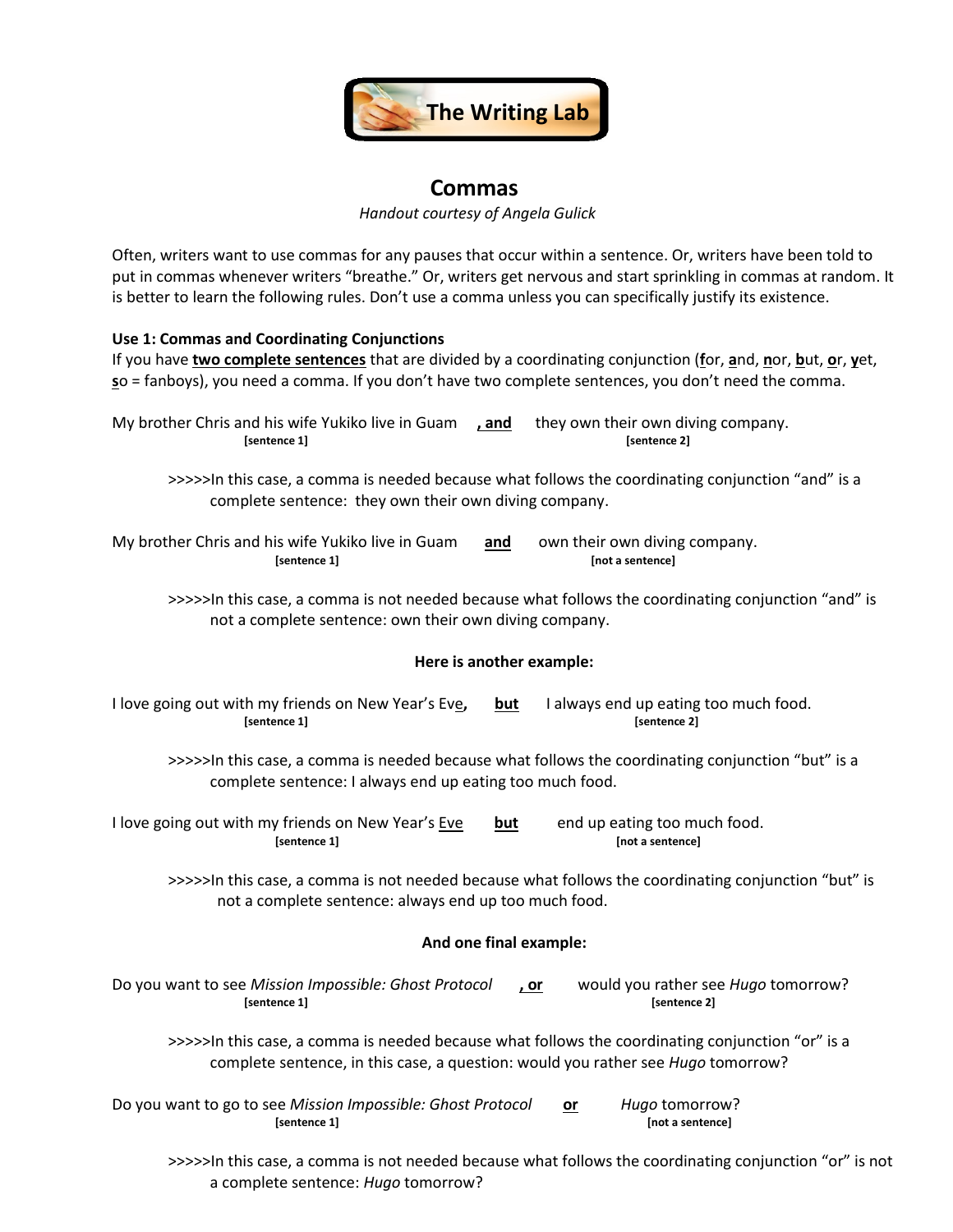The Writing Lab

# Commas

*Handout courtesy of Angela Gulick*

Often, writers want to use commas for any pauses that occur within a sentence. Or, writers have been told to put in commas whenever writers "breathe." Or, writers get nervous and start sprinkling in commas at random. It is better to learn the following rules. Don't use a comma unless you can specifically justify its existence.

**Use 1: Commas and Coordinating Conjunctions**

If you have **two complete sentences** that are divided by a coordinating conjunction (**f**or, **a**nd, **n**or, **b**ut, **o**r, **y**et, **s**o = fanboys), you need a comma. If you don't have two complete sentences, you don't need the comma.

My brother Chris and his wife Yukiko live in Guam **, and** they own their own diving company.
**[sentence 1]** **[sentence 2]**

>>>>>In this case, a comma is needed because what follows the coordinating conjunction "and" is a complete sentence: they own their own diving company.

My brother Chris and his wife Yukiko live in Guam **and** own their own diving company.
**[sentence 1]** **[not a sentence]**

>>>>>In this case, a comma is not needed because what follows the coordinating conjunction "and" is not a complete sentence: own their own diving company.

**Here is another example:**

I love going out with my friends on New Year's Eve**,** **but** I always end up eating too much food.
**[sentence 1]** **[sentence 2]**

>>>>>In this case, a comma is needed because what follows the coordinating conjunction "but" is a complete sentence: I always end up eating too much food.

I love going out with my friends on New Year's Eve **but** end up eating too much food.
**[sentence 1]** **[not a sentence]**

>>>>>In this case, a comma is not needed because what follows the coordinating conjunction "but" is not a complete sentence: always end up too much food.

**And one final example:**

Do you want to see *Mission Impossible: Ghost Protocol* **, or** would you rather see *Hugo* tomorrow?
**[sentence 1]** **[sentence 2]**

>>>>>In this case, a comma is needed because what follows the coordinating conjunction "or" is a complete sentence, in this case, a question: would you rather see *Hugo* tomorrow?

Do you want to go to see *Mission Impossible: Ghost Protocol* **or** *Hugo* tomorrow?
**[sentence 1]** **[not a sentence]**

>>>>>In this case, a comma is not needed because what follows the coordinating conjunction "or" is not a complete sentence: *Hugo* tomorrow?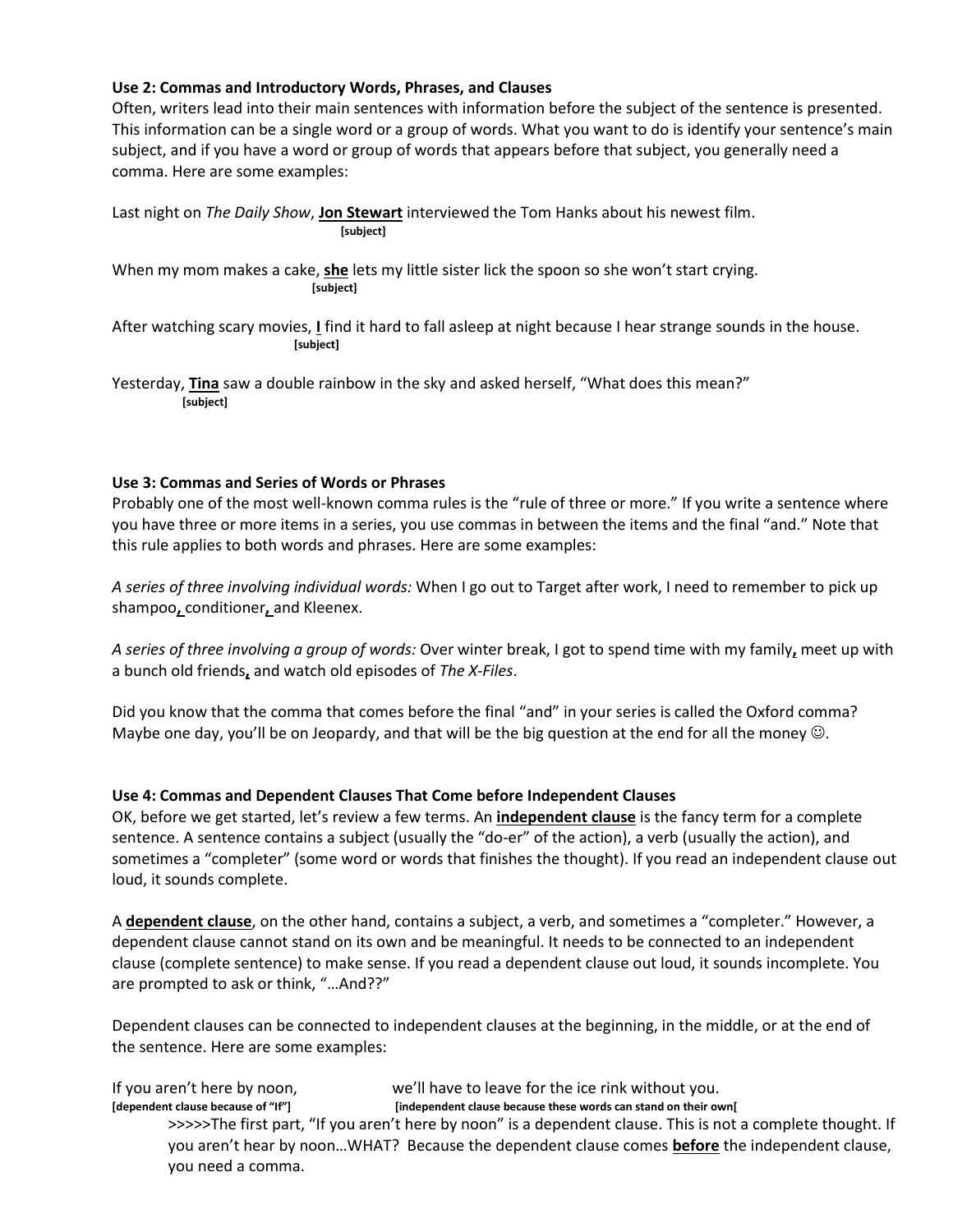**Use 2: Commas and Introductory Words, Phrases, and Clauses**

Often, writers lead into their main sentences with information before the subject of the sentence is presented. This information can be a single word or a group of words. What you want to do is identify your sentence's main subject, and if you have a word or group of words that appears before that subject, you generally need a comma. Here are some examples:

Last night on *The Daily Show*, **Jon Stewart** interviewed the Tom Hanks about his newest film.
**[subject]**

When my mom makes a cake, **she** lets my little sister lick the spoon so she won't start crying.
**[subject]**

After watching scary movies, **I** find it hard to fall asleep at night because I hear strange sounds in the house.
**[subject]**

Yesterday, **Tina** saw a double rainbow in the sky and asked herself, "What does this mean?"
**[subject]**

**Use 3: Commas and Series of Words or Phrases**

Probably one of the most well-known comma rules is the "rule of three or more." If you write a sentence where you have three or more items in a series, you use commas in between the items and the final "and." Note that this rule applies to both words and phrases. Here are some examples:

*A series of three involving individual words:* When I go out to Target after work, I need to remember to pick up shampoo**,** conditioner**,** and Kleenex.

*A series of three involving a group of words:* Over winter break, I got to spend time with my family**,** meet up with a bunch old friends**,** and watch old episodes of *The X-Files*.

Did you know that the comma that comes before the final "and" in your series is called the Oxford comma? Maybe one day, you'll be on Jeopardy, and that will be the big question at the end for all the money ☺.

**Use 4: Commas and Dependent Clauses That Come before Independent Clauses**

OK, before we get started, let's review a few terms. An **independent clause** is the fancy term for a complete sentence. A sentence contains a subject (usually the "do-er" of the action), a verb (usually the action), and sometimes a "completer" (some word or words that finishes the thought). If you read an independent clause out loud, it sounds complete.

A **dependent clause**, on the other hand, contains a subject, a verb, and sometimes a "completer." However, a dependent clause cannot stand on its own and be meaningful. It needs to be connected to an independent clause (complete sentence) to make sense. If you read a dependent clause out loud, it sounds incomplete. You are prompted to ask or think, "…And??"

Dependent clauses can be connected to independent clauses at the beginning, in the middle, or at the end of the sentence. Here are some examples:

If you aren't here by noon, we'll have to leave for the ice rink without you.
**[dependent clause because of "If"]** **[independent clause because these words can stand on their own[**

>>>>>The first part, "If you aren't here by noon" is a dependent clause. This is not a complete thought. If you aren't hear by noon…WHAT? Because the dependent clause comes **before** the independent clause, you need a comma.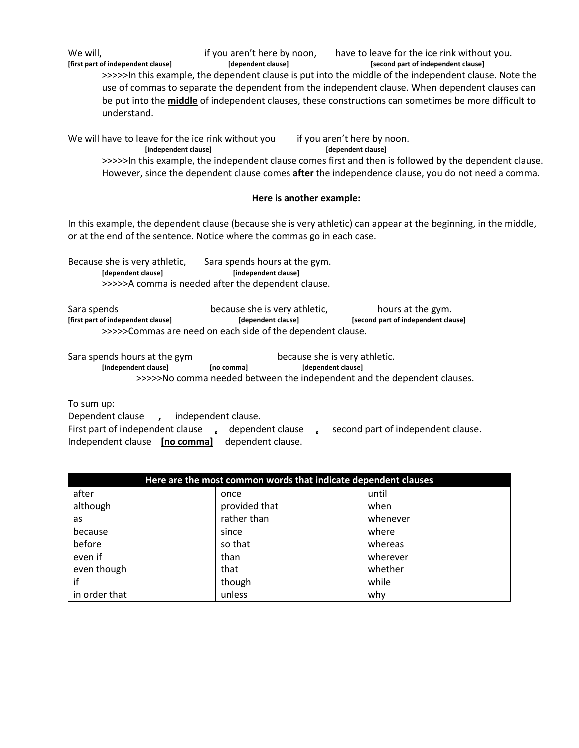We will, if you aren't here by noon, have to leave for the ice rink without you.
**[first part of independent clause] [dependent clause] [second part of independent clause]**

>>>>>In this example, the dependent clause is put into the middle of the independent clause. Note the use of commas to separate the dependent from the independent clause. When dependent clauses can be put into the **middle** of independent clauses, these constructions can sometimes be more difficult to understand.

We will have to leave for the ice rink without you if you aren't here by noon.
**[independent clause] [dependent clause]**

>>>>>In this example, the independent clause comes first and then is followed by the dependent clause. However, since the dependent clause comes **after** the independence clause, you do not need a comma.

**Here is another example:**

In this example, the dependent clause (because she is very athletic) can appear at the beginning, in the middle, or at the end of the sentence. Notice where the commas go in each case.

Because she is very athletic, Sara spends hours at the gym.
**[dependent clause] [independent clause]**

>>>>>A comma is needed after the dependent clause.

Sara spends because she is very athletic, hours at the gym.
**[first part of independent clause] [dependent clause] [second part of independent clause]**

>>>>>Commas are need on each side of the dependent clause.

Sara spends hours at the gym because she is very athletic.
**[independent clause] [no comma] [dependent clause]**

>>>>>No comma needed between the independent and the dependent clauses.

To sum up:
Dependent clause **,** independent clause.
First part of independent clause **,** dependent clause **,** second part of independent clause.
Independent clause **[no comma]** dependent clause.

| Here are the most common words that indicate dependent clauses | | |
|---|---|---|
| after | once | until |
| although | provided that | when |
| as | rather than | whenever |
| because | since | where |
| before | so that | whereas |
| even if | than | wherever |
| even though | that | whether |
| if | though | while |
| in order that | unless | why |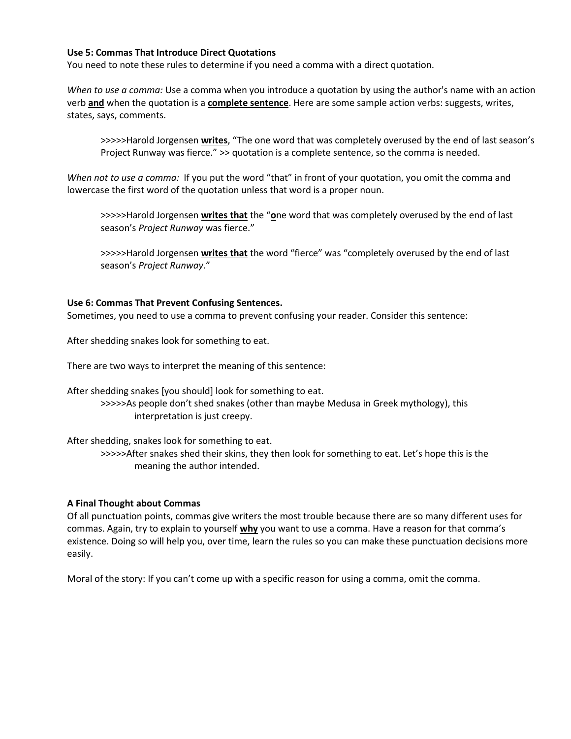**Use 5: Commas That Introduce Direct Quotations**

You need to note these rules to determine if you need a comma with a direct quotation.

*When to use a comma:* Use a comma when you introduce a quotation by using the author's name with an action verb **and** when the quotation is a **complete sentence**. Here are some sample action verbs: suggests, writes, states, says, comments.

> >>>>>Harold Jorgensen **writes**, “The one word that was completely overused by the end of last season’s Project Runway was fierce.” >> quotation is a complete sentence, so the comma is needed.

*When not to use a comma:* If you put the word “that” in front of your quotation, you omit the comma and lowercase the first word of the quotation unless that word is a proper noun.

> >>>>>Harold Jorgensen **writes that** the “**o**ne word that was completely overused by the end of last season’s *Project Runway* was fierce.”

> >>>>>Harold Jorgensen **writes that** the word “fierce” was “completely overused by the end of last season’s *Project Runway*.”

**Use 6: Commas That Prevent Confusing Sentences.**

Sometimes, you need to use a comma to prevent confusing your reader. Consider this sentence:

After shedding snakes look for something to eat.

There are two ways to interpret the meaning of this sentence:

After shedding snakes [you should] look for something to eat.

> >>>>>As people don’t shed snakes (other than maybe Medusa in Greek mythology), this interpretation is just creepy.

After shedding, snakes look for something to eat.

> >>>>>After snakes shed their skins, they then look for something to eat. Let’s hope this is the meaning the author intended.

**A Final Thought about Commas**

Of all punctuation points, commas give writers the most trouble because there are so many different uses for commas. Again, try to explain to yourself **why** you want to use a comma. Have a reason for that comma’s existence. Doing so will help you, over time, learn the rules so you can make these punctuation decisions more easily.

Moral of the story: If you can’t come up with a specific reason for using a comma, omit the comma.